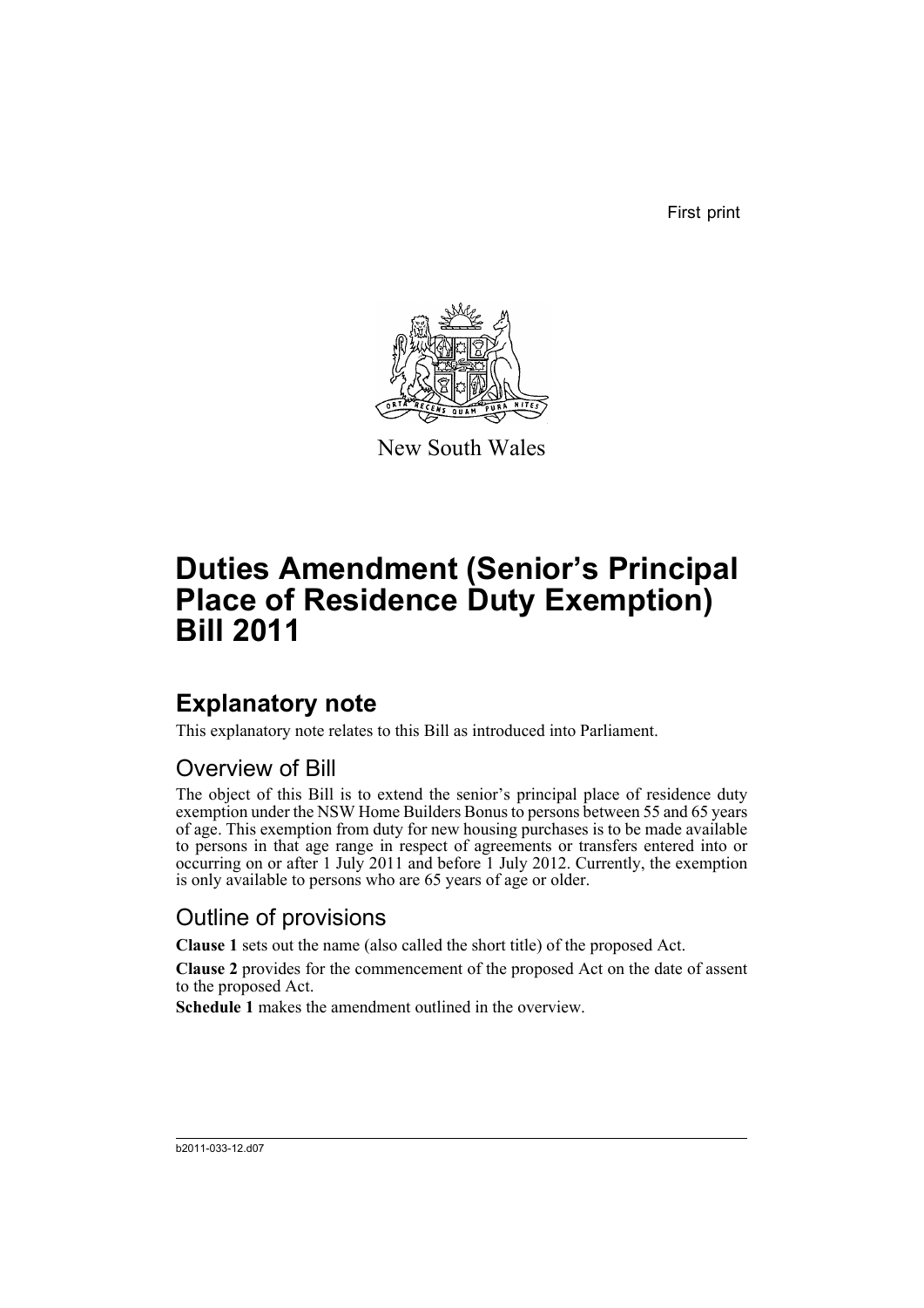First print

New South Wales

# Duties Amendment (Senior's Principal Place of Residence Duty Exemption) Bill 2011

## Explanatory note

This explanatory note relates to this Bill as introduced into Parliament.

### Overview of Bill

The object of this Bill is to extend the senior's principal place of residence duty exemption under the NSW Home Builders Bonus to persons between 55 and 65 years of age. This exemption from duty for new housing purchases is to be made available to persons in that age range in respect of agreements or transfers entered into or occurring on or after 1 July 2011 and before 1 July 2012. Currently, the exemption is only available to persons who are 65 years of age or older.

### Outline of provisions

**Clause 1** sets out the name (also called the short title) of the proposed Act.

**Clause 2** provides for the commencement of the proposed Act on the date of assent to the proposed Act.

**Schedule 1** makes the amendment outlined in the overview.

b2011-033-12.d07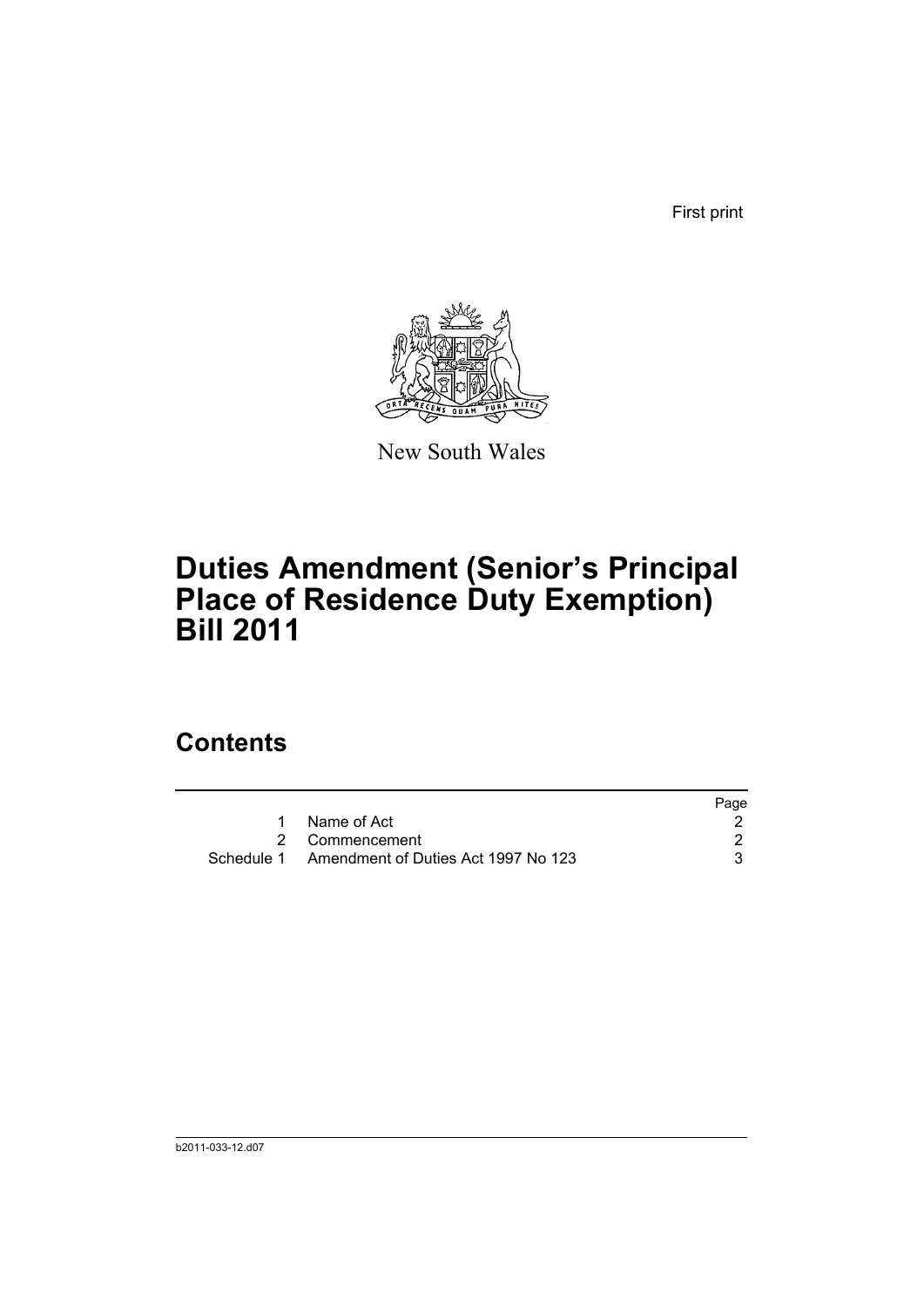First print

New South Wales

# Duties Amendment (Senior's Principal Place of Residence Duty Exemption) Bill 2011

## Contents

| | | Page |
|---|---|---|
| 1 | Name of Act | 2 |
| 2 | Commencement | 2 |
| Schedule 1 | Amendment of Duties Act 1997 No 123 | 3 |

b2011-033-12.d07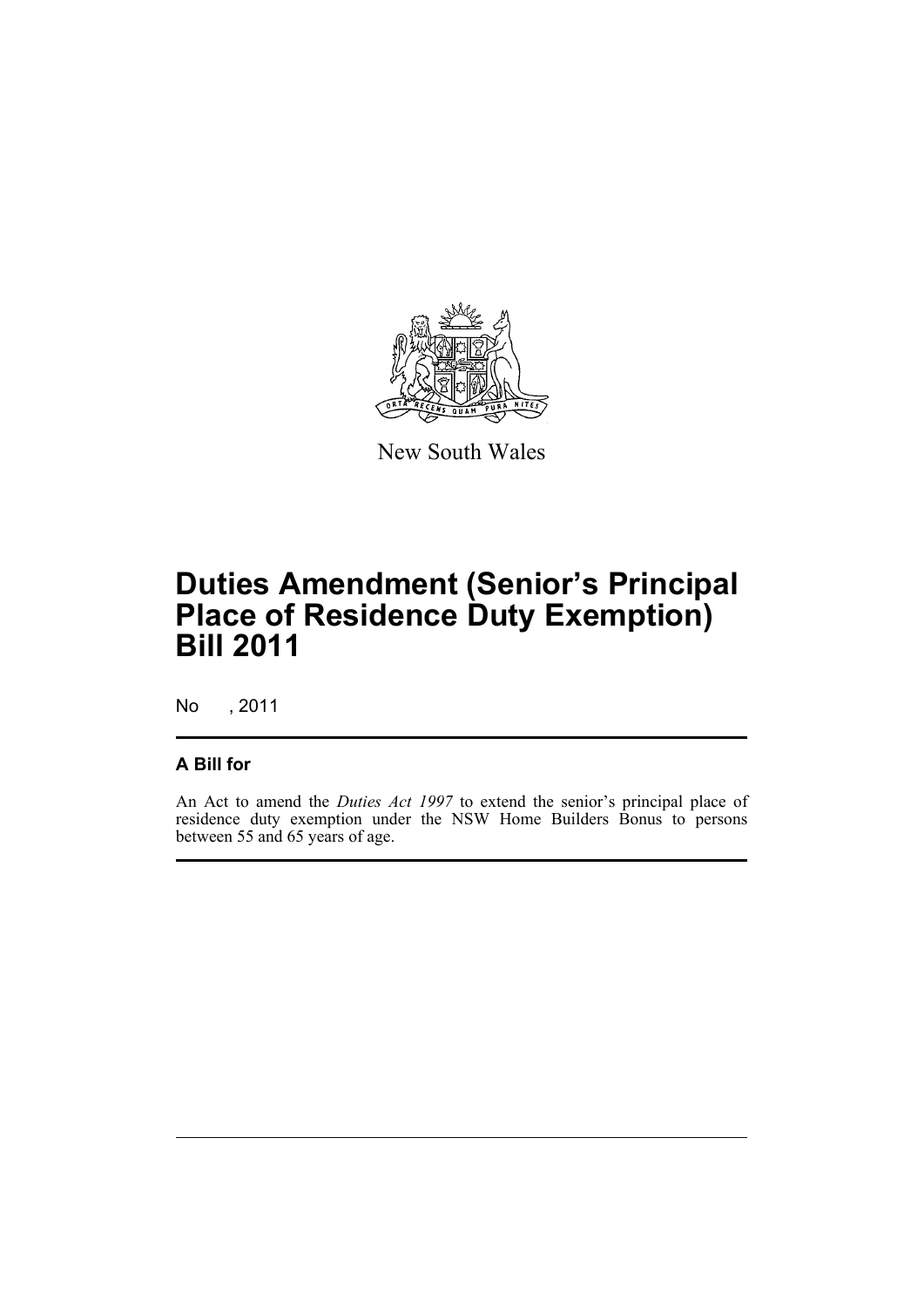New South Wales

# Duties Amendment (Senior's Principal Place of Residence Duty Exemption) Bill 2011

No , 2011

## A Bill for

An Act to amend the *Duties Act 1997* to extend the senior's principal place of residence duty exemption under the NSW Home Builders Bonus to persons between 55 and 65 years of age.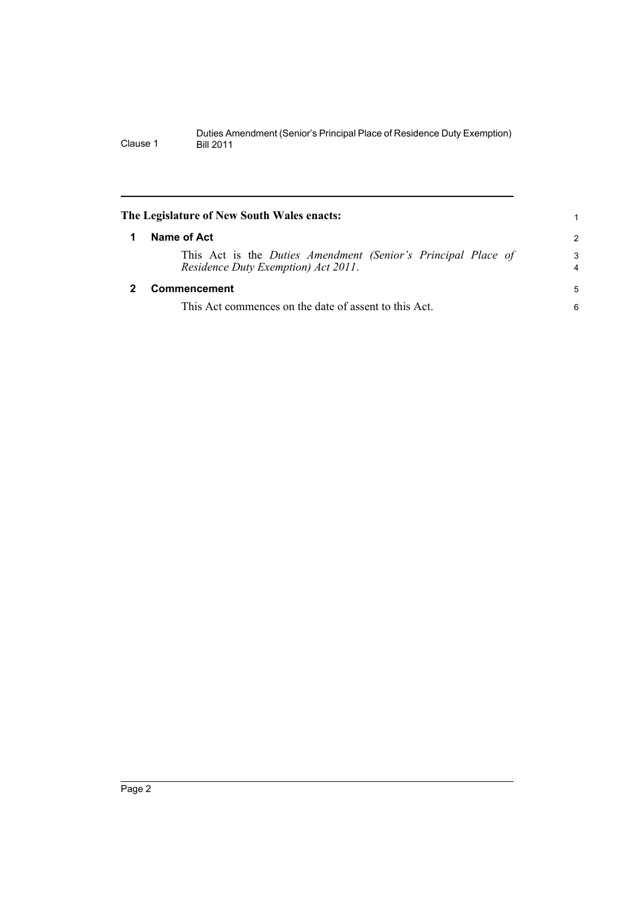**The Legislature of New South Wales enacts:**

## 1 Name of Act

This Act is the *Duties Amendment (Senior's Principal Place of Residence Duty Exemption) Act 2011*.

## 2 Commencement

This Act commences on the date of assent to this Act.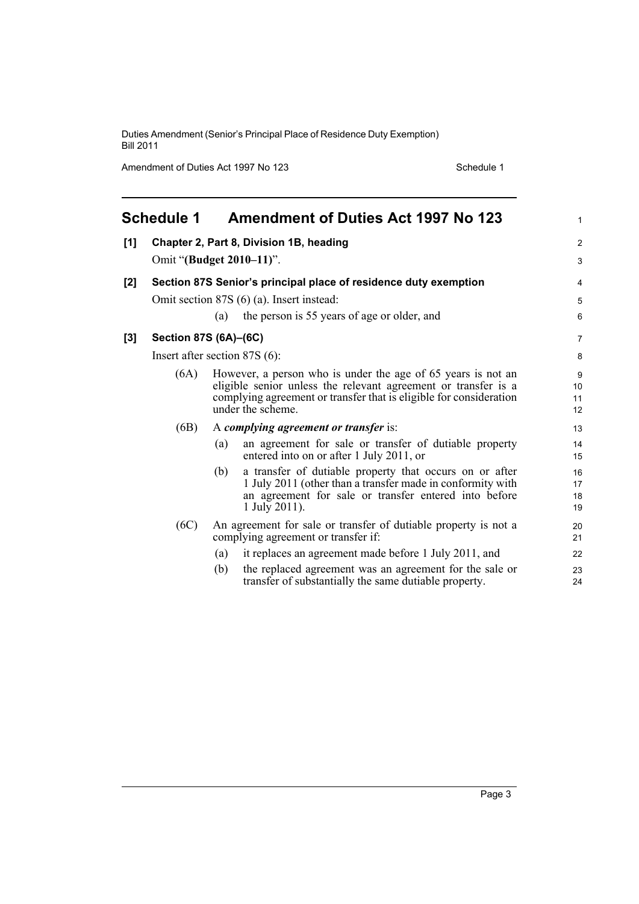# Schedule 1 Amendment of Duties Act 1997 No 123

**[1] Chapter 2, Part 8, Division 1B, heading**

Omit "**(Budget 2010–11)**".

**[2] Section 87S Senior's principal place of residence duty exemption**

Omit section 87S (6) (a). Insert instead:

(a) the person is 55 years of age or older, and

**[3] Section 87S (6A)–(6C)**

Insert after section 87S (6):

(6A) However, a person who is under the age of 65 years is not an eligible senior unless the relevant agreement or transfer is a complying agreement or transfer that is eligible for consideration under the scheme.

(6B) A ***complying agreement or transfer*** is:

(a) an agreement for sale or transfer of dutiable property entered into on or after 1 July 2011, or

(b) a transfer of dutiable property that occurs on or after 1 July 2011 (other than a transfer made in conformity with an agreement for sale or transfer entered into before 1 July 2011).

(6C) An agreement for sale or transfer of dutiable property is not a complying agreement or transfer if:

(a) it replaces an agreement made before 1 July 2011, and

(b) the replaced agreement was an agreement for the sale or transfer of substantially the same dutiable property.